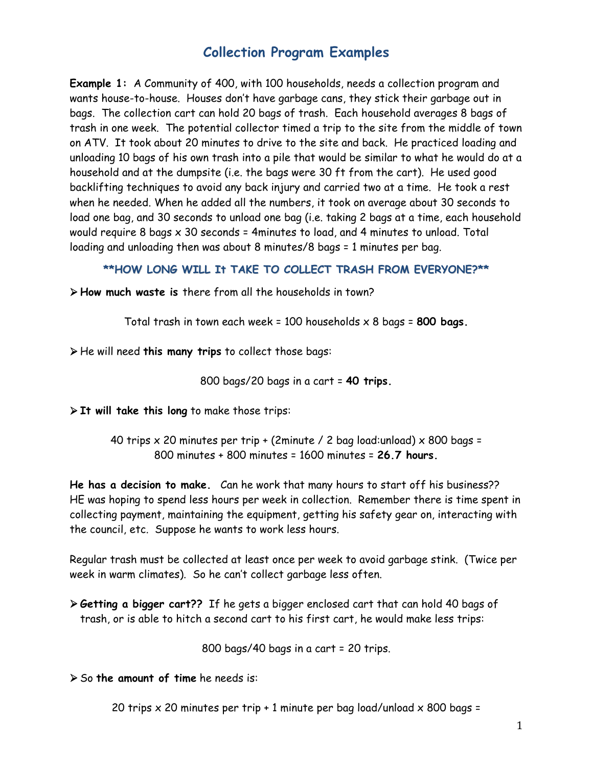# Collection Program Examples

**Example 1:** A Community of 400, with 100 households, needs a collection program and wants house-to-house. Houses don't have garbage cans, they stick their garbage out in bags. The collection cart can hold 20 bags of trash. Each household averages 8 bags of trash in one week. The potential collector timed a trip to the site from the middle of town on ATV. It took about 20 minutes to drive to the site and back. He practiced loading and unloading 10 bags of his own trash into a pile that would be similar to what he would do at a household and at the dumpsite (i.e. the bags were 30 ft from the cart). He used good backlifting techniques to avoid any back injury and carried two at a time. He took a rest when he needed. When he added all the numbers, it took on average about 30 seconds to load one bag, and 30 seconds to unload one bag (i.e. taking 2 bags at a time, each household would require 8 bags x 30 seconds = 4minutes to load, and 4 minutes to unload. Total loading and unloading then was about 8 minutes/8 bags = 1 minutes per bag.

**\*\*HOW LONG WILL It TAKE TO COLLECT TRASH FROM EVERYONE?\*\***

- **How much waste is** there from all the households in town?

Total trash in town each week = 100 households x 8 bags = **800 bags.**

- He will need **this many trips** to collect those bags:

800 bags/20 bags in a cart = **40 trips.**

- **It will take this long** to make those trips:

40 trips x 20 minutes per trip + (2minute / 2 bag load:unload) x 800 bags =
800 minutes + 800 minutes = 1600 minutes = **26.7 hours.**

**He has a decision to make.** Can he work that many hours to start off his business?? HE was hoping to spend less hours per week in collection. Remember there is time spent in collecting payment, maintaining the equipment, getting his safety gear on, interacting with the council, etc. Suppose he wants to work less hours.

Regular trash must be collected at least once per week to avoid garbage stink. (Twice per week in warm climates). So he can't collect garbage less often.

- **Getting a bigger cart??** If he gets a bigger enclosed cart that can hold 40 bags of trash, or is able to hitch a second cart to his first cart, he would make less trips:

800 bags/40 bags in a cart = 20 trips.

- So **the amount of time** he needs is:

20 trips x 20 minutes per trip + 1 minute per bag load/unload x 800 bags =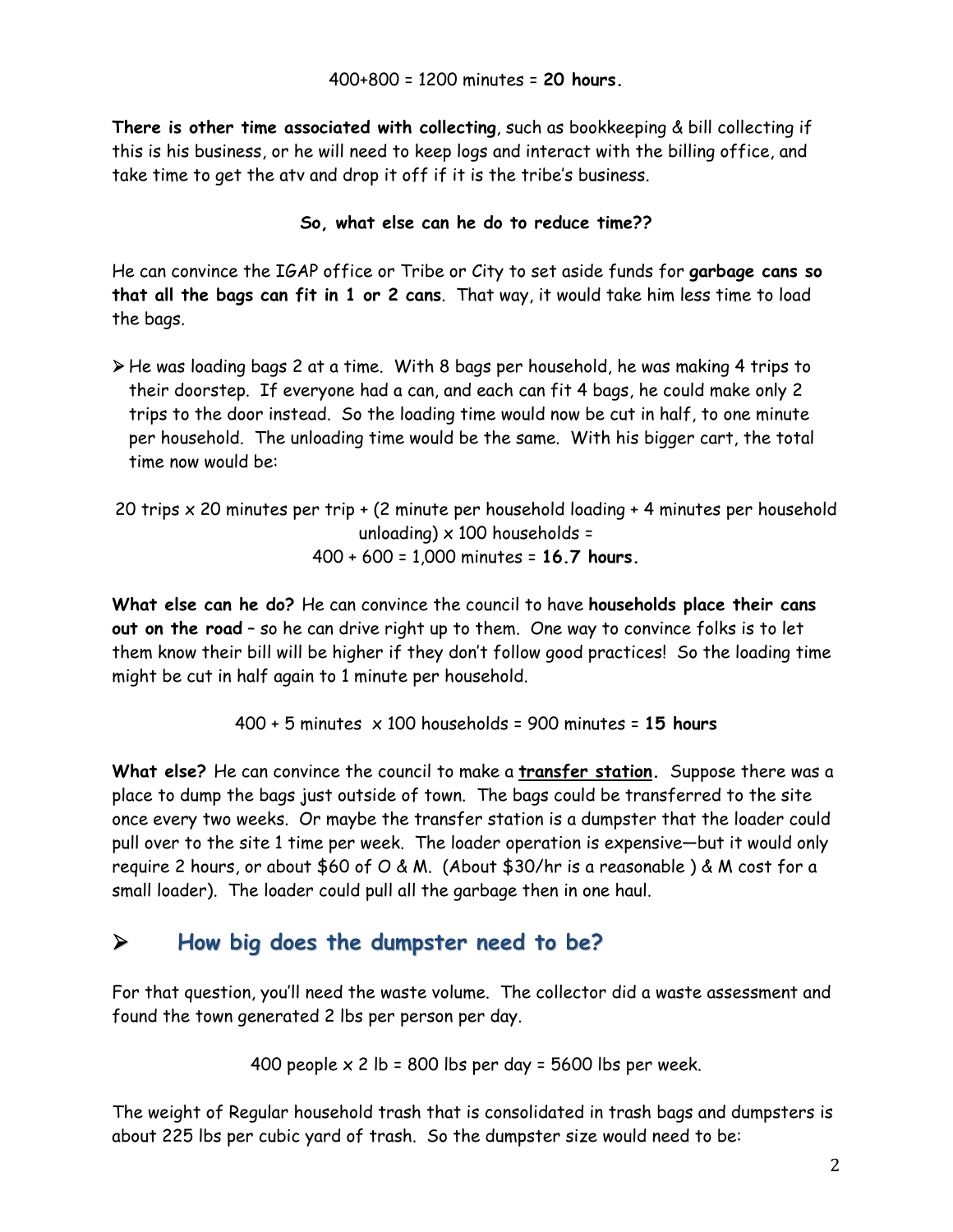400+800 = 1200 minutes = **20 hours.**

**There is other time associated with collecting**, such as bookkeeping & bill collecting if this is his business, or he will need to keep logs and interact with the billing office, and take time to get the atv and drop it off if it is the tribe's business.

**So, what else can he do to reduce time??**

He can convince the IGAP office or Tribe or City to set aside funds for **garbage cans so that all the bags can fit in 1 or 2 cans**. That way, it would take him less time to load the bags.

- He was loading bags 2 at a time. With 8 bags per household, he was making 4 trips to their doorstep. If everyone had a can, and each can fit 4 bags, he could make only 2 trips to the door instead. So the loading time would now be cut in half, to one minute per household. The unloading time would be the same. With his bigger cart, the total time now would be:

20 trips x 20 minutes per trip + (2 minute per household loading + 4 minutes per household unloading) x 100 households =
400 + 600 = 1,000 minutes = **16.7 hours.**

**What else can he do?** He can convince the council to have **households place their cans out on the road** – so he can drive right up to them. One way to convince folks is to let them know their bill will be higher if they don't follow good practices! So the loading time might be cut in half again to 1 minute per household.

400 + 5 minutes x 100 households = 900 minutes = **15 hours**

**What else?** He can convince the council to make a **<u>transfer station</u>.** Suppose there was a place to dump the bags just outside of town. The bags could be transferred to the site once every two weeks. Or maybe the transfer station is a dumpster that the loader could pull over to the site 1 time per week. The loader operation is expensive—but it would only require 2 hours, or about $60 of O & M. (About $30/hr is a reasonable ) & M cost for a small loader). The loader could pull all the garbage then in one haul.

## How big does the dumpster need to be?

For that question, you'll need the waste volume. The collector did a waste assessment and found the town generated 2 lbs per person per day.

400 people x 2 lb = 800 lbs per day = 5600 lbs per week.

The weight of Regular household trash that is consolidated in trash bags and dumpsters is about 225 lbs per cubic yard of trash. So the dumpster size would need to be: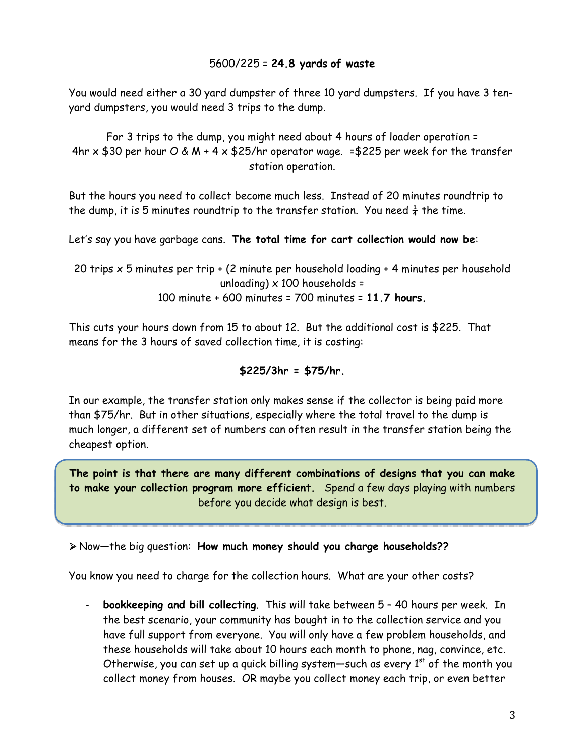5600/225 = **24.8 yards of waste**

You would need either a 30 yard dumpster of three 10 yard dumpsters. If you have 3 ten-yard dumpsters, you would need 3 trips to the dump.

For 3 trips to the dump, you might need about 4 hours of loader operation = 4hr x $30 per hour O & M + 4 x $25/hr operator wage. =$225 per week for the transfer station operation.

But the hours you need to collect become much less. Instead of 20 minutes roundtrip to the dump, it is 5 minutes roundtrip to the transfer station. You need ¼ the time.

Let's say you have garbage cans. **The total time for cart collection would now be**:

20 trips x 5 minutes per trip + (2 minute per household loading + 4 minutes per household unloading) x 100 households =
100 minute + 600 minutes = 700 minutes = **11.7 hours.**

This cuts your hours down from 15 to about 12. But the additional cost is $225. That means for the 3 hours of saved collection time, it is costing:

**$225/3hr = $75/hr.**

In our example, the transfer station only makes sense if the collector is being paid more than $75/hr. But in other situations, especially where the total travel to the dump is much longer, a different set of numbers can often result in the transfer station being the cheapest option.

**The point is that there are many different combinations of designs that you can make to make your collection program more efficient.** Spend a few days playing with numbers before you decide what design is best.

- Now—the big question: **How much money should you charge households??**

You know you need to charge for the collection hours. What are your other costs?

- **bookkeeping and bill collecting**. This will take between 5 – 40 hours per week. In the best scenario, your community has bought in to the collection service and you have full support from everyone. You will only have a few problem households, and these households will take about 10 hours each month to phone, nag, convince, etc. Otherwise, you can set up a quick billing system—such as every 1st of the month you collect money from houses. OR maybe you collect money each trip, or even better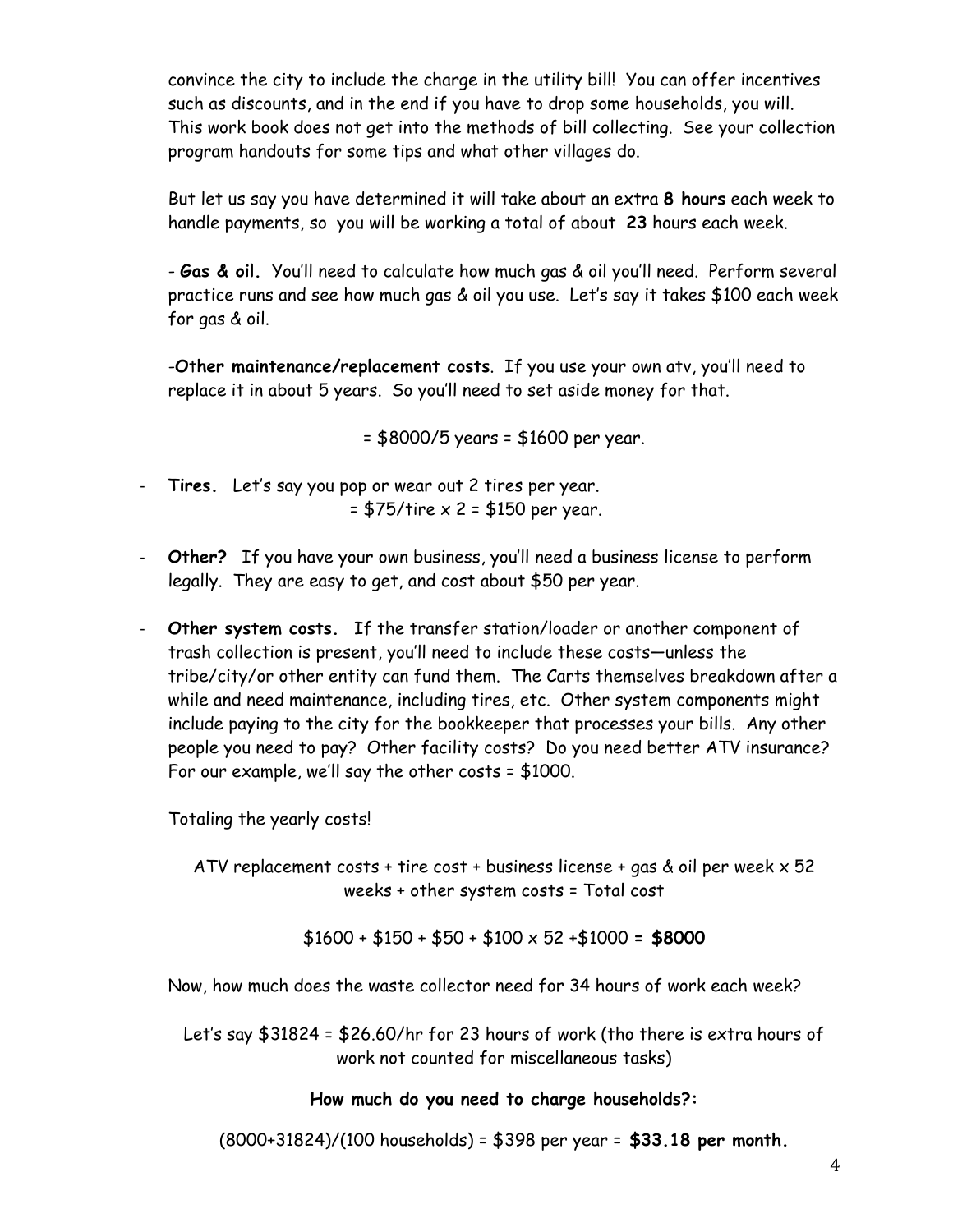convince the city to include the charge in the utility bill! You can offer incentives such as discounts, and in the end if you have to drop some households, you will. This work book does not get into the methods of bill collecting. See your collection program handouts for some tips and what other villages do.

But let us say you have determined it will take about an extra **8 hours** each week to handle payments, so you will be working a total of about **23** hours each week.

- **Gas & oil.** You'll need to calculate how much gas & oil you'll need. Perform several practice runs and see how much gas & oil you use. Let's say it takes $100 each week for gas & oil.

- **Other maintenance/replacement costs**. If you use your own atv, you'll need to replace it in about 5 years. So you'll need to set aside money for that.

= $8000/5 years = $1600 per year.

- **Tires.** Let's say you pop or wear out 2 tires per year.
  = $75/tire x 2 = $150 per year.

- **Other?** If you have your own business, you'll need a business license to perform legally. They are easy to get, and cost about $50 per year.

- **Other system costs.** If the transfer station/loader or another component of trash collection is present, you'll need to include these costs—unless the tribe/city/or other entity can fund them. The Carts themselves breakdown after a while and need maintenance, including tires, etc. Other system components might include paying to the city for the bookkeeper that processes your bills. Any other people you need to pay? Other facility costs? Do you need better ATV insurance? For our example, we'll say the other costs = $1000.

Totaling the yearly costs!

ATV replacement costs + tire cost + business license + gas & oil per week x 52 weeks + other system costs = Total cost

$1600 + $150 + $50 + $100 x 52 +$1000 = **$8000**

Now, how much does the waste collector need for 34 hours of work each week?

Let's say $31824 = $26.60/hr for 23 hours of work (tho there is extra hours of work not counted for miscellaneous tasks)

**How much do you need to charge households?:**

(8000+31824)/(100 households) = $398 per year = **$33.18 per month.**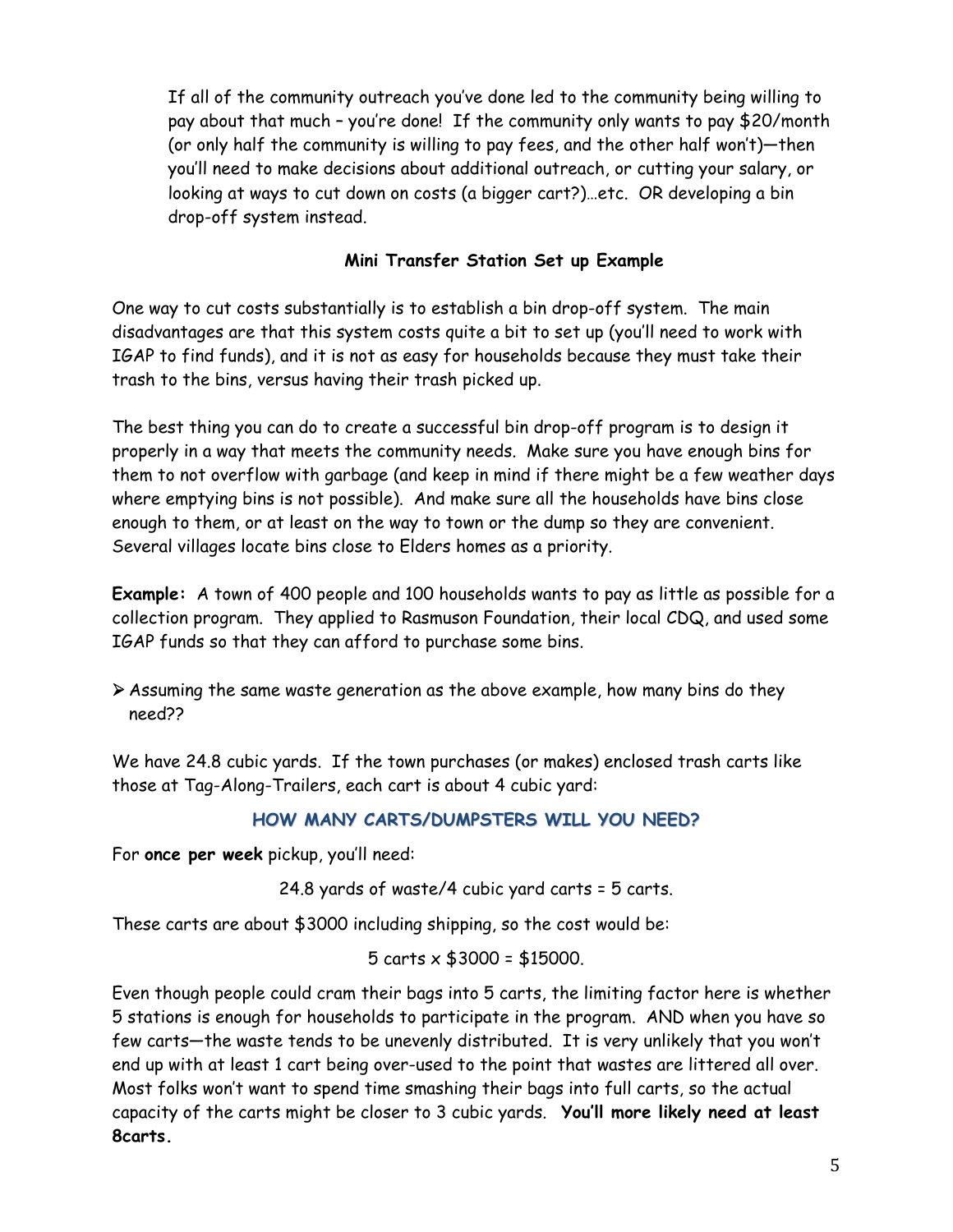If all of the community outreach you've done led to the community being willing to pay about that much – you're done! If the community only wants to pay $20/month (or only half the community is willing to pay fees, and the other half won't)—then you'll need to make decisions about additional outreach, or cutting your salary, or looking at ways to cut down on costs (a bigger cart?)…etc. OR developing a bin drop-off system instead.

**Mini Transfer Station Set up Example**

One way to cut costs substantially is to establish a bin drop-off system. The main disadvantages are that this system costs quite a bit to set up (you'll need to work with IGAP to find funds), and it is not as easy for households because they must take their trash to the bins, versus having their trash picked up.

The best thing you can do to create a successful bin drop-off program is to design it properly in a way that meets the community needs. Make sure you have enough bins for them to not overflow with garbage (and keep in mind if there might be a few weather days where emptying bins is not possible). And make sure all the households have bins close enough to them, or at least on the way to town or the dump so they are convenient. Several villages locate bins close to Elders homes as a priority.

**Example:** A town of 400 people and 100 households wants to pay as little as possible for a collection program. They applied to Rasmuson Foundation, their local CDQ, and used some IGAP funds so that they can afford to purchase some bins.

- Assuming the same waste generation as the above example, how many bins do they need??

We have 24.8 cubic yards. If the town purchases (or makes) enclosed trash carts like those at Tag-Along-Trailers, each cart is about 4 cubic yard:

**HOW MANY CARTS/DUMPSTERS WILL YOU NEED?**

For **once per week** pickup, you'll need:

24.8 yards of waste/4 cubic yard carts = 5 carts.

These carts are about $3000 including shipping, so the cost would be:

5 carts x $3000 = $15000.

Even though people could cram their bags into 5 carts, the limiting factor here is whether 5 stations is enough for households to participate in the program. AND when you have so few carts—the waste tends to be unevenly distributed. It is very unlikely that you won't end up with at least 1 cart being over-used to the point that wastes are littered all over. Most folks won't want to spend time smashing their bags into full carts, so the actual capacity of the carts might be closer to 3 cubic yards. **You'll more likely need at least 8carts.**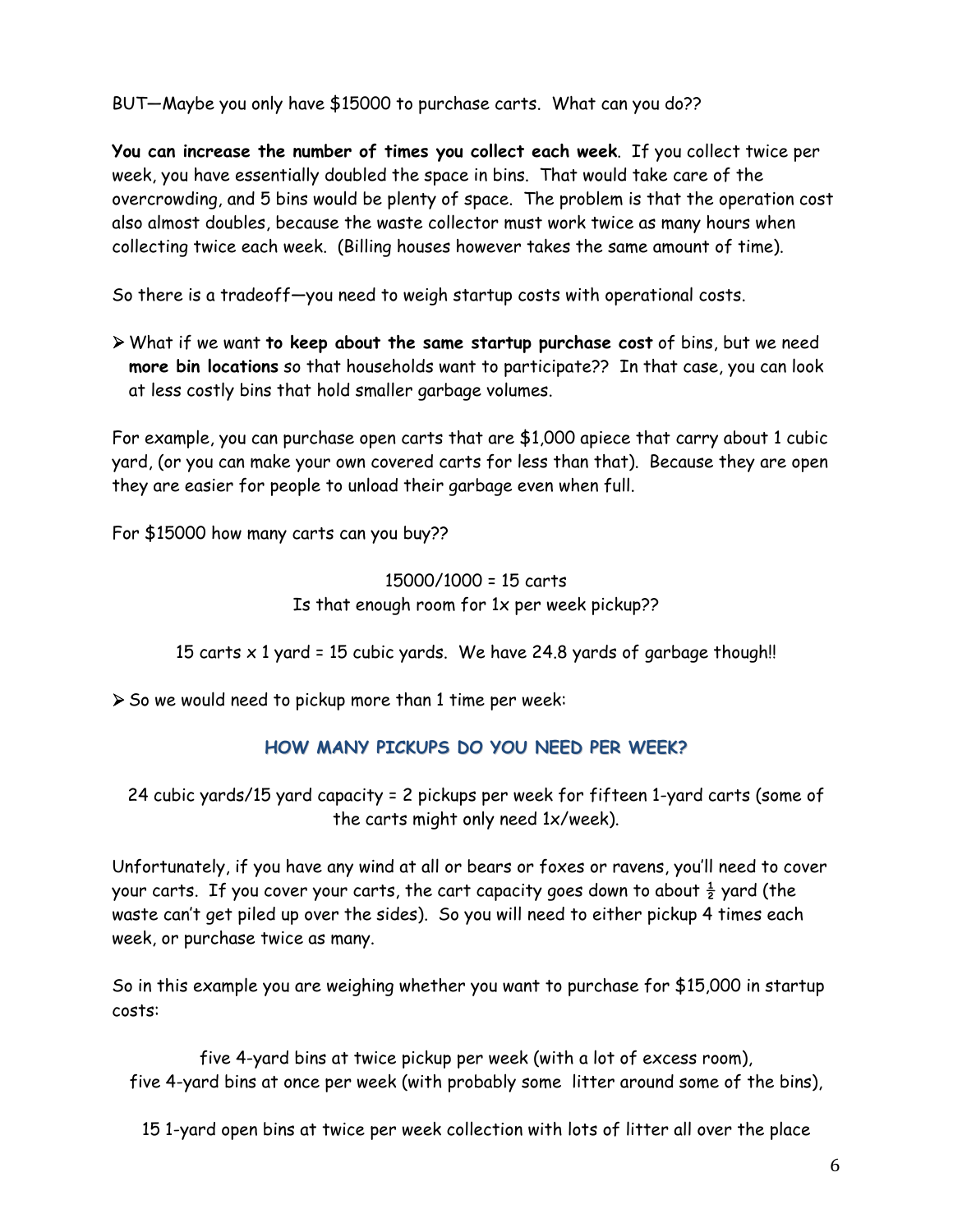BUT—Maybe you only have $15000 to purchase carts. What can you do??

**You can increase the number of times you collect each week**. If you collect twice per week, you have essentially doubled the space in bins. That would take care of the overcrowding, and 5 bins would be plenty of space. The problem is that the operation cost also almost doubles, because the waste collector must work twice as many hours when collecting twice each week. (Billing houses however takes the same amount of time).

So there is a tradeoff—you need to weigh startup costs with operational costs.

- What if we want **to keep about the same startup purchase cost** of bins, but we need **more bin locations** so that households want to participate?? In that case, you can look at less costly bins that hold smaller garbage volumes.

For example, you can purchase open carts that are $1,000 apiece that carry about 1 cubic yard, (or you can make your own covered carts for less than that). Because they are open they are easier for people to unload their garbage even when full.

For $15000 how many carts can you buy??

15000/1000 = 15 carts
Is that enough room for 1x per week pickup??

15 carts x 1 yard = 15 cubic yards. We have 24.8 yards of garbage though!!

- So we would need to pickup more than 1 time per week:

## HOW MANY PICKUPS DO YOU NEED PER WEEK?

24 cubic yards/15 yard capacity = 2 pickups per week for fifteen 1-yard carts (some of the carts might only need 1x/week).

Unfortunately, if you have any wind at all or bears or foxes or ravens, you'll need to cover your carts. If you cover your carts, the cart capacity goes down to about ½ yard (the waste can't get piled up over the sides). So you will need to either pickup 4 times each week, or purchase twice as many.

So in this example you are weighing whether you want to purchase for $15,000 in startup costs:

five 4-yard bins at twice pickup per week (with a lot of excess room),
five 4-yard bins at once per week (with probably some litter around some of the bins),

15 1-yard open bins at twice per week collection with lots of litter all over the place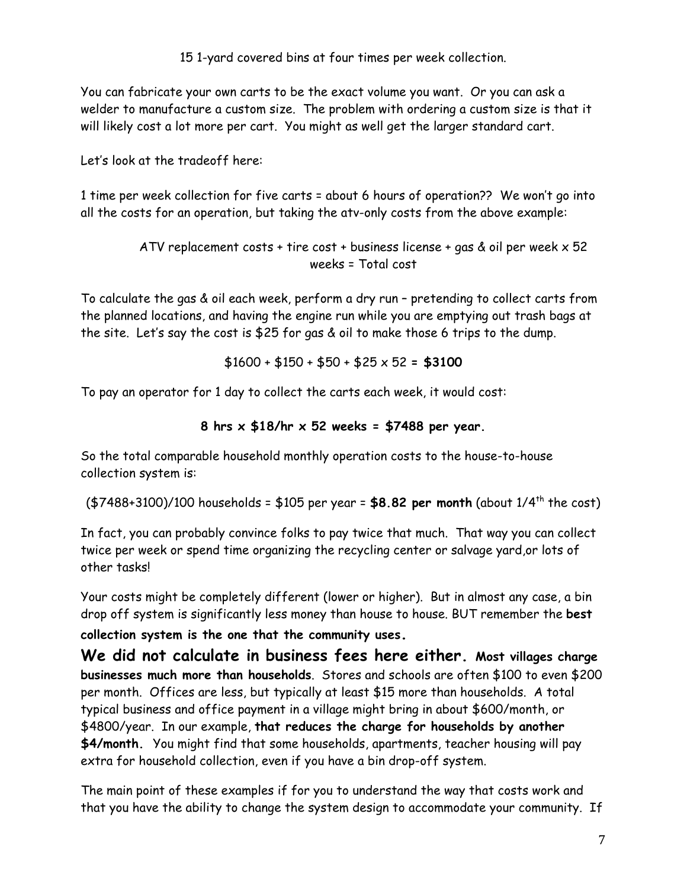15 1-yard covered bins at four times per week collection.

You can fabricate your own carts to be the exact volume you want. Or you can ask a welder to manufacture a custom size. The problem with ordering a custom size is that it will likely cost a lot more per cart. You might as well get the larger standard cart.

Let's look at the tradeoff here:

1 time per week collection for five carts = about 6 hours of operation?? We won't go into all the costs for an operation, but taking the atv-only costs from the above example:

ATV replacement costs + tire cost + business license + gas & oil per week x 52 weeks = Total cost

To calculate the gas & oil each week, perform a dry run – pretending to collect carts from the planned locations, and having the engine run while you are emptying out trash bags at the site. Let's say the cost is $25 for gas & oil to make those 6 trips to the dump.

$1600 + $150 + $50 + $25 x 52 = **$3100**

To pay an operator for 1 day to collect the carts each week, it would cost:

**8 hrs x $18/hr x 52 weeks = $7488 per year.**

So the total comparable household monthly operation costs to the house-to-house collection system is:

($7488+3100)/100 households = $105 per year = **$8.82 per month** (about 1/4th the cost)

In fact, you can probably convince folks to pay twice that much. That way you can collect twice per week or spend time organizing the recycling center or salvage yard,or lots of other tasks!

Your costs might be completely different (lower or higher). But in almost any case, a bin drop off system is significantly less money than house to house. BUT remember the **best collection system is the one that the community uses.**

**We did not calculate in business fees here either. Most villages charge businesses much more than households**. Stores and schools are often $100 to even $200 per month. Offices are less, but typically at least $15 more than households. A total typical business and office payment in a village might bring in about $600/month, or $4800/year. In our example, **that reduces the charge for households by another $4/month.** You might find that some households, apartments, teacher housing will pay extra for household collection, even if you have a bin drop-off system.

The main point of these examples if for you to understand the way that costs work and that you have the ability to change the system design to accommodate your community. If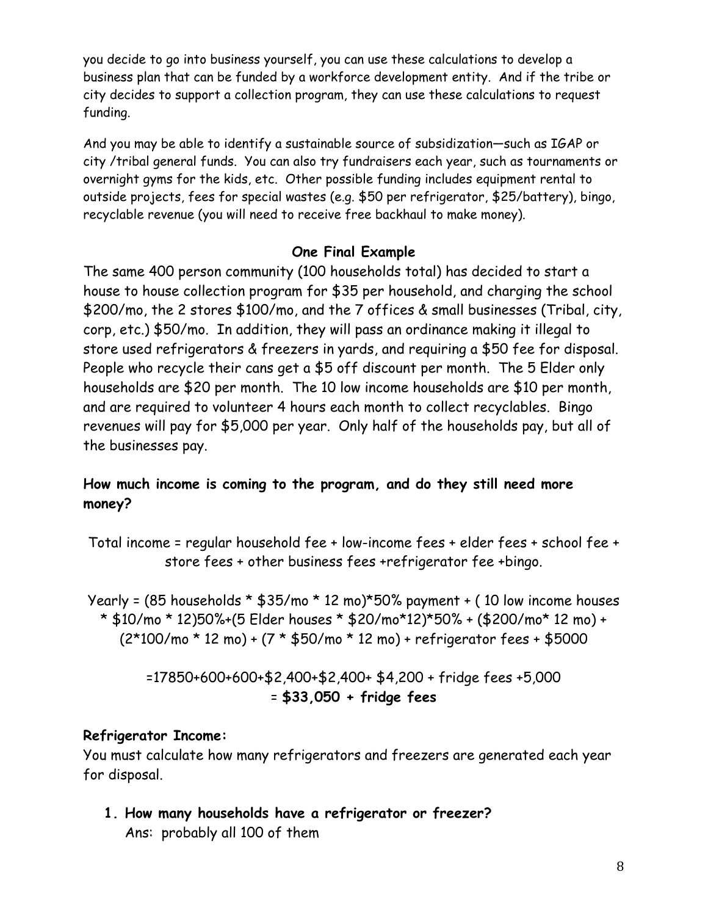you decide to go into business yourself, you can use these calculations to develop a business plan that can be funded by a workforce development entity. And if the tribe or city decides to support a collection program, they can use these calculations to request funding.

And you may be able to identify a sustainable source of subsidization—such as IGAP or city /tribal general funds. You can also try fundraisers each year, such as tournaments or overnight gyms for the kids, etc. Other possible funding includes equipment rental to outside projects, fees for special wastes (e.g. $50 per refrigerator, $25/battery), bingo, recyclable revenue (you will need to receive free backhaul to make money).

### One Final Example

The same 400 person community (100 households total) has decided to start a house to house collection program for $35 per household, and charging the school $200/mo, the 2 stores $100/mo, and the 7 offices & small businesses (Tribal, city, corp, etc.) $50/mo. In addition, they will pass an ordinance making it illegal to store used refrigerators & freezers in yards, and requiring a $50 fee for disposal. People who recycle their cans get a $5 off discount per month. The 5 Elder only households are $20 per month. The 10 low income households are $10 per month, and are required to volunteer 4 hours each month to collect recyclables. Bingo revenues will pay for $5,000 per year. Only half of the households pay, but all of the businesses pay.

**How much income is coming to the program, and do they still need more money?**

Total income = regular household fee + low-income fees + elder fees + school fee + store fees + other business fees +refrigerator fee +bingo.

Yearly = (85 households * $35/mo * 12 mo)*50% payment + ( 10 low income houses * $10/mo * 12)50%+(5 Elder houses * $20/mo*12)*50% + ($200/mo* 12 mo) + (2*100/mo * 12 mo) + (7 * $50/mo * 12 mo) + refrigerator fees + $5000

=17850+600+600+$2,400+$2,400+ $4,200 + fridge fees +5,000
= **$33,050 + fridge fees**

**Refrigerator Income:**

You must calculate how many refrigerators and freezers are generated each year for disposal.

1. **How many households have a refrigerator or freezer?**
   Ans: probably all 100 of them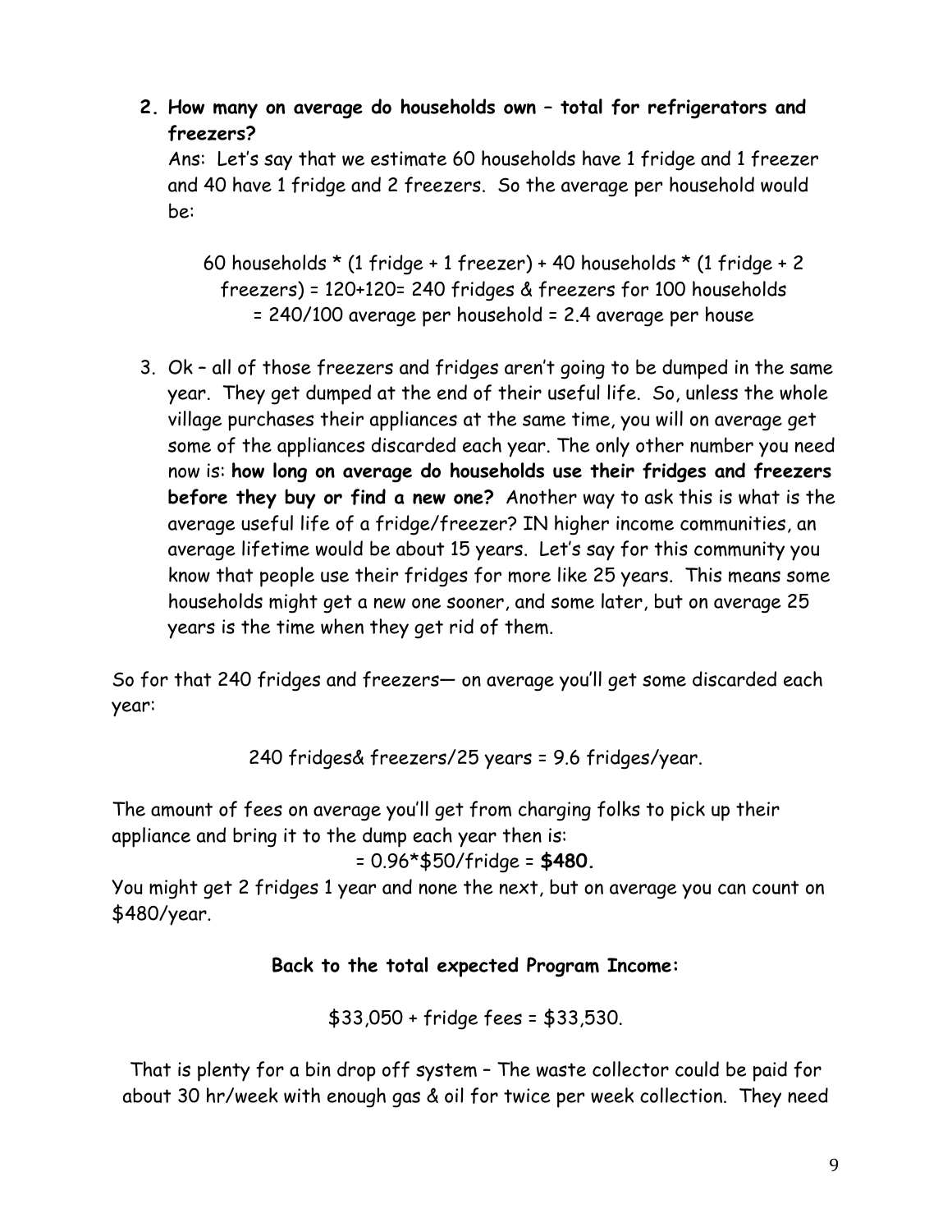2. **How many on average do households own – total for refrigerators and freezers?**
   Ans: Let's say that we estimate 60 households have 1 fridge and 1 freezer and 40 have 1 fridge and 2 freezers. So the average per household would be:

   60 households * (1 fridge + 1 freezer) + 40 households * (1 fridge + 2 freezers) = 120+120= 240 fridges & freezers for 100 households = 240/100 average per household = 2.4 average per house

3. Ok – all of those freezers and fridges aren't going to be dumped in the same year. They get dumped at the end of their useful life. So, unless the whole village purchases their appliances at the same time, you will on average get some of the appliances discarded each year. The only other number you need now is: **how long on average do households use their fridges and freezers before they buy or find a new one?** Another way to ask this is what is the average useful life of a fridge/freezer? IN higher income communities, an average lifetime would be about 15 years. Let's say for this community you know that people use their fridges for more like 25 years. This means some households might get a new one sooner, and some later, but on average 25 years is the time when they get rid of them.

So for that 240 fridges and freezers— on average you'll get some discarded each year:

240 fridges& freezers/25 years = 9.6 fridges/year.

The amount of fees on average you'll get from charging folks to pick up their appliance and bring it to the dump each year then is:

= 0.96*$50/fridge = **$480.**

You might get 2 fridges 1 year and none the next, but on average you can count on $480/year.

**Back to the total expected Program Income:**

$33,050 + fridge fees = $33,530.

That is plenty for a bin drop off system – The waste collector could be paid for about 30 hr/week with enough gas & oil for twice per week collection. They need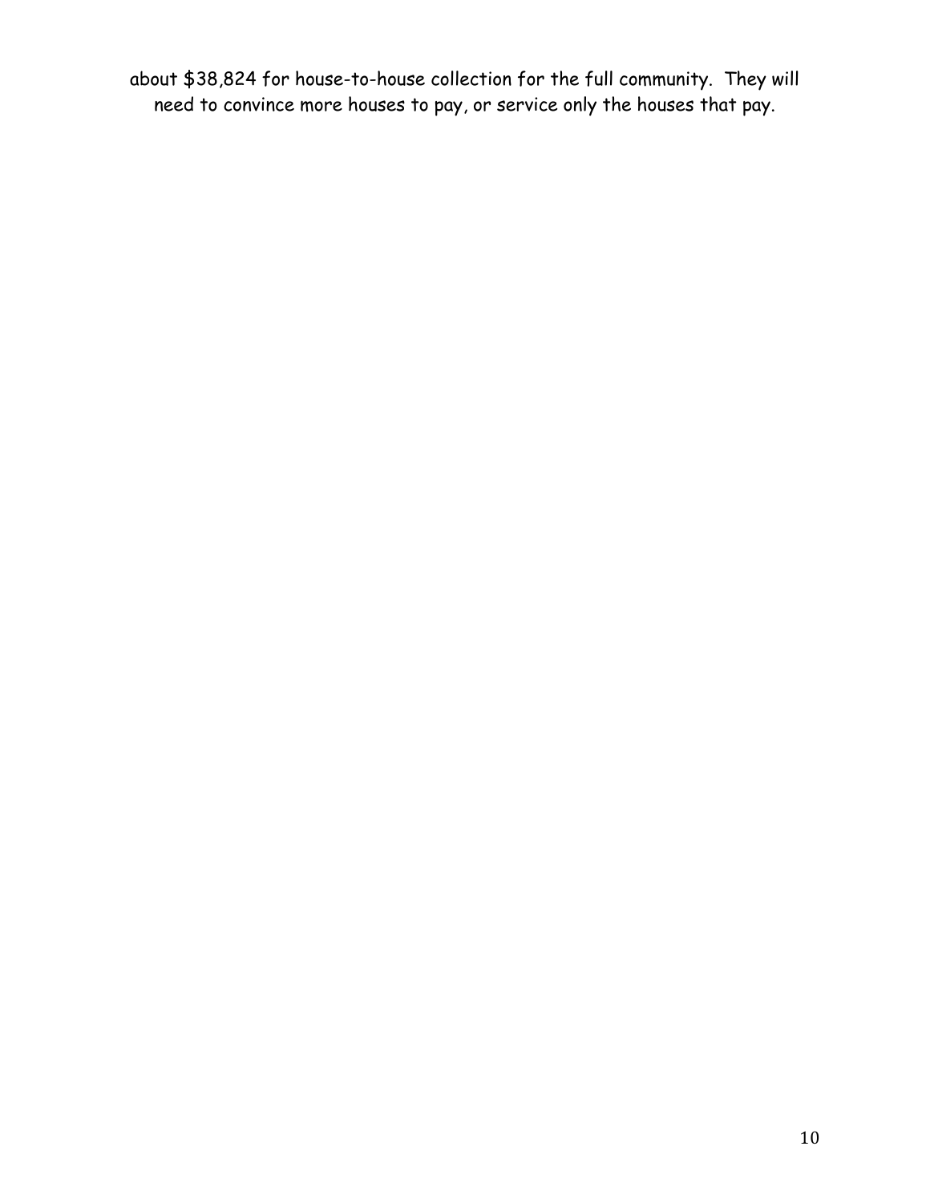about $38,824 for house-to-house collection for the full community. They will need to convince more houses to pay, or service only the houses that pay.